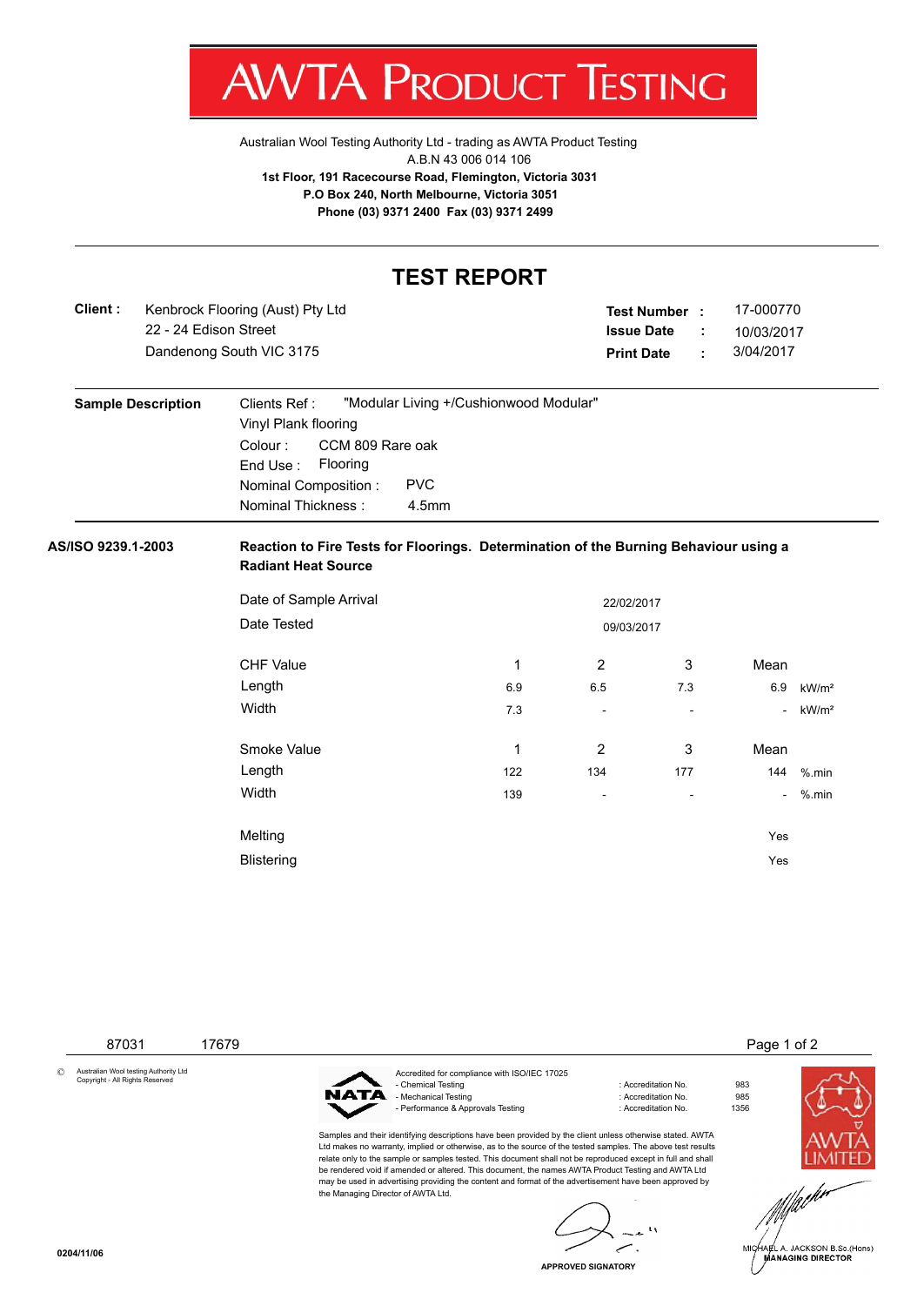# AWTA PRODUCT TESTING

Australian Wool Testing Authority Ltd - trading as AWTA Product Testing
A.B.N 43 006 014 106
**1st Floor, 191 Racecourse Road, Flemington, Victoria 3031**
**P.O Box 240, North Melbourne, Victoria 3051**
**Phone (03) 9371 2400 Fax (03) 9371 2499**

## TEST REPORT

**Client :** Kenbrock Flooring (Aust) Pty Ltd
22 - 24 Edison Street
Dandenong South VIC 3175

**Test Number :** 17-000770
**Issue Date :** 10/03/2017
**Print Date :** 3/04/2017

**Sample Description**

Clients Ref : "Modular Living +/Cushionwood Modular"
Vinyl Plank flooring
Colour : CCM 809 Rare oak
End Use : Flooring
Nominal Composition : PVC
Nominal Thickness : 4.5mm

**AS/ISO 9239.1-2003** **Reaction to Fire Tests for Floorings. Determination of the Burning Behaviour using a Radiant Heat Source**

Date of Sample Arrival: 22/02/2017
Date Tested: 09/03/2017

| CHF Value | 1 | 2 | 3 | Mean | |
|---|---|---|---|---|---|
| Length | 6.9 | 6.5 | 7.3 | 6.9 | kW/m² |
| Width | 7.3 | - | - | - | kW/m² |

| Smoke Value | 1 | 2 | 3 | Mean | |
|---|---|---|---|---|---|
| Length | 122 | 134 | 177 | 144 | %.min |
| Width | 139 | - | - | - | %.min |

Melting: Yes
Blistering: Yes

87031 17679

© Australian Wool testing Authority Ltd Copyright - All Rights Reserved

Accredited for compliance with ISO/IEC 17025

- Chemical Testing : Accreditation No. 983
- Mechanical Testing : Accreditation No. 985
- Performance & Approvals Testing : Accreditation No. 1356

Samples and their identifying descriptions have been provided by the client unless otherwise stated. AWTA Ltd makes no warranty, implied or otherwise, as to the source of the tested samples. The above test results relate only to the sample or samples tested. This document shall not be reproduced except in full and shall be rendered void if amended or altered. This document, the names AWTA Product Testing and AWTA Ltd may be used in advertising providing the content and format of the advertisement have been approved by the Managing Director of AWTA Ltd.

APPROVED SIGNATORY

MICHAEL A. JACKSON B.Sc.(Hons)
MANAGING DIRECTOR

0204/11/06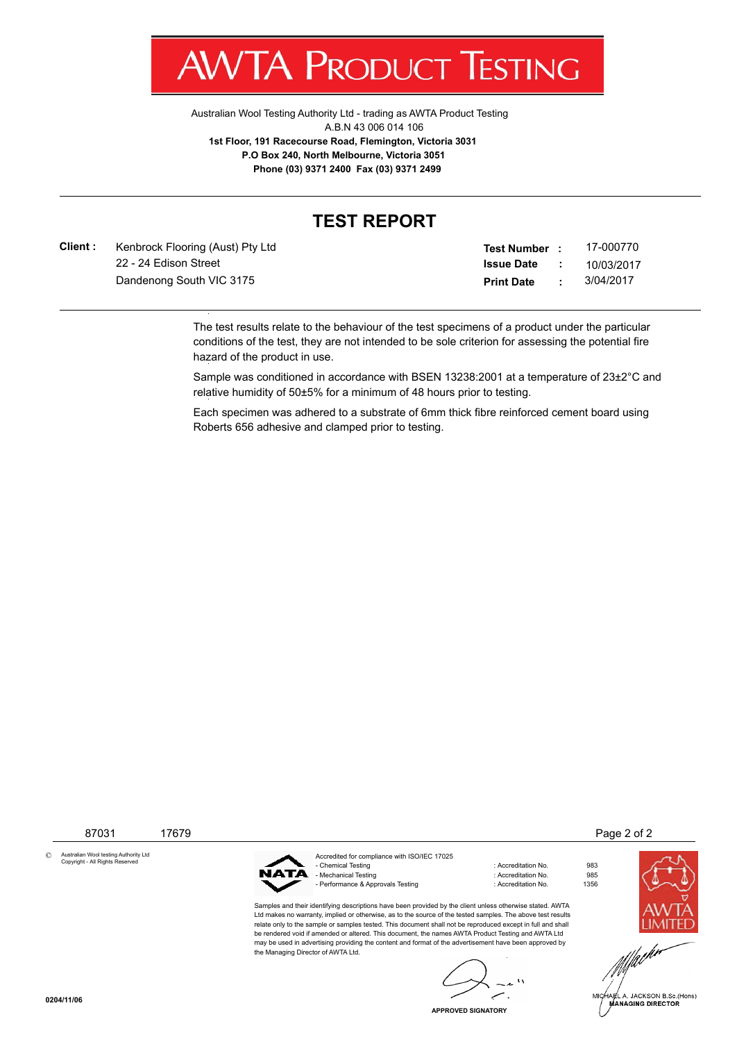# AWTA PRODUCT TESTING

Australian Wool Testing Authority Ltd - trading as AWTA Product Testing
A.B.N 43 006 014 106
**1st Floor, 191 Racecourse Road, Flemington, Victoria 3031**
**P.O Box 240, North Melbourne, Victoria 3051**
**Phone (03) 9371 2400 Fax (03) 9371 2499**

## TEST REPORT

| | | | | |
|---|---|---|---|---|
| **Client :** | Kenbrock Flooring (Aust) Pty Ltd | **Test Number** | **:** | 17-000770 |
| | 22 - 24 Edison Street | **Issue Date** | **:** | 10/03/2017 |
| | Dandenong South VIC 3175 | **Print Date** | **:** | 3/04/2017 |

The test results relate to the behaviour of the test specimens of a product under the particular conditions of the test, they are not intended to be sole criterion for assessing the potential fire hazard of the product in use.

Sample was conditioned in accordance with BSEN 13238:2001 at a temperature of 23±2°C and relative humidity of 50±5% for a minimum of 48 hours prior to testing.

Each specimen was adhered to a substrate of 6mm thick fibre reinforced cement board using Roberts 656 adhesive and clamped prior to testing.

87031 17679

© Australian Wool testing Authority Ltd
Copyright - All Rights Reserved

Accredited for compliance with ISO/IEC 17025

| | | |
|---|---|---|
| - Chemical Testing | : Accreditation No. | 983 |
| - Mechanical Testing | : Accreditation No. | 985 |
| - Performance & Approvals Testing | : Accreditation No. | 1356 |

Samples and their identifying descriptions have been provided by the client unless otherwise stated. AWTA Ltd makes no warranty, implied or otherwise, as to the source of the tested samples. The above test results relate only to the sample or samples tested. This document shall not be reproduced except in full and shall be rendered void if amended or altered. This document, the names AWTA Product Testing and AWTA Ltd may be used in advertising providing the content and format of the advertisement have been approved by the Managing Director of AWTA Ltd.

APPROVED SIGNATORY

MICHAEL A. JACKSON B.Sc.(Hons)
MANAGING DIRECTOR

0204/11/06